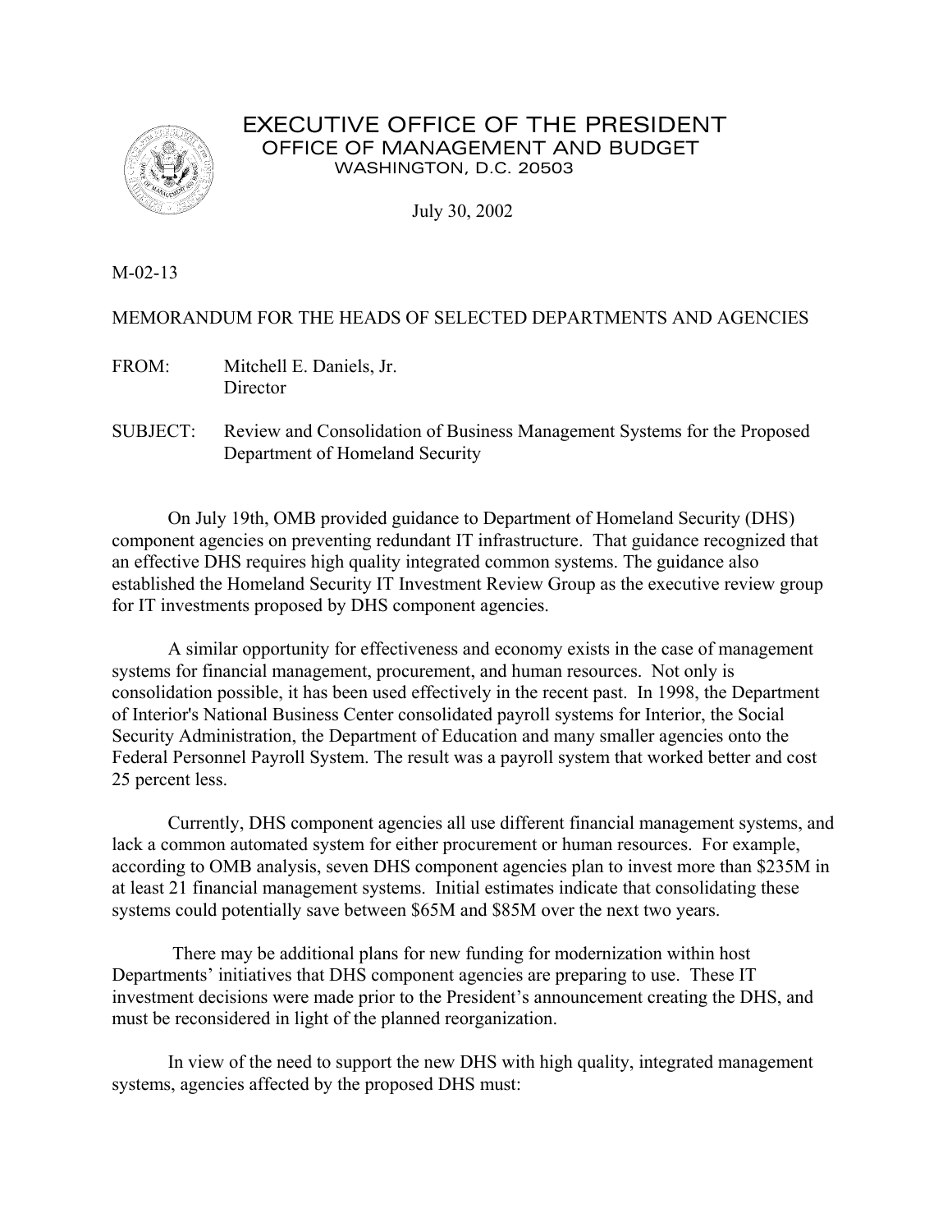# EXECUTIVE OFFICE OF THE PRESIDENT

## OFFICE OF MANAGEMENT AND BUDGET

WASHINGTON, D.C. 20503

July 30, 2002

M-02-13

MEMORANDUM FOR THE HEADS OF SELECTED DEPARTMENTS AND AGENCIES

FROM: Mitchell E. Daniels, Jr.
Director

SUBJECT: Review and Consolidation of Business Management Systems for the Proposed Department of Homeland Security

On July 19th, OMB provided guidance to Department of Homeland Security (DHS) component agencies on preventing redundant IT infrastructure. That guidance recognized that an effective DHS requires high quality integrated common systems. The guidance also established the Homeland Security IT Investment Review Group as the executive review group for IT investments proposed by DHS component agencies.

A similar opportunity for effectiveness and economy exists in the case of management systems for financial management, procurement, and human resources. Not only is consolidation possible, it has been used effectively in the recent past. In 1998, the Department of Interior's National Business Center consolidated payroll systems for Interior, the Social Security Administration, the Department of Education and many smaller agencies onto the Federal Personnel Payroll System. The result was a payroll system that worked better and cost 25 percent less.

Currently, DHS component agencies all use different financial management systems, and lack a common automated system for either procurement or human resources. For example, according to OMB analysis, seven DHS component agencies plan to invest more than $235M in at least 21 financial management systems. Initial estimates indicate that consolidating these systems could potentially save between $65M and $85M over the next two years.

There may be additional plans for new funding for modernization within host Departments' initiatives that DHS component agencies are preparing to use. These IT investment decisions were made prior to the President's announcement creating the DHS, and must be reconsidered in light of the planned reorganization.

In view of the need to support the new DHS with high quality, integrated management systems, agencies affected by the proposed DHS must: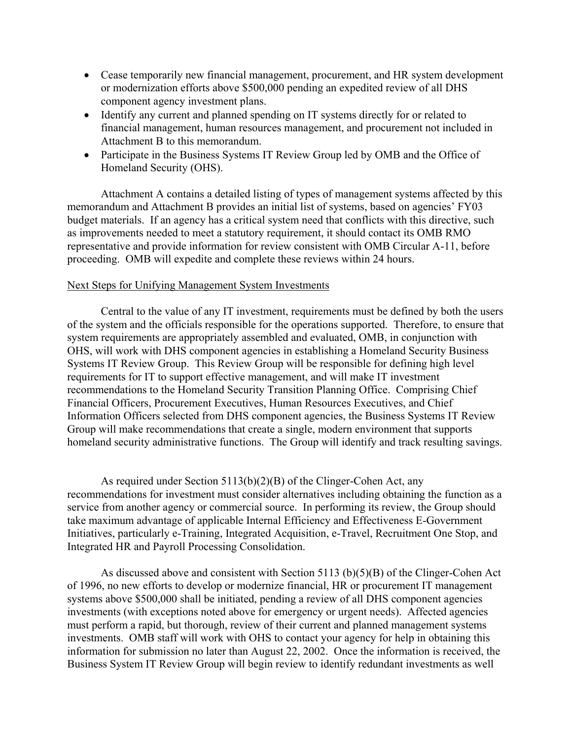- Cease temporarily new financial management, procurement, and HR system development or modernization efforts above $500,000 pending an expedited review of all DHS component agency investment plans.
- Identify any current and planned spending on IT systems directly for or related to financial management, human resources management, and procurement not included in Attachment B to this memorandum.
- Participate in the Business Systems IT Review Group led by OMB and the Office of Homeland Security (OHS).

Attachment A contains a detailed listing of types of management systems affected by this memorandum and Attachment B provides an initial list of systems, based on agencies' FY03 budget materials. If an agency has a critical system need that conflicts with this directive, such as improvements needed to meet a statutory requirement, it should contact its OMB RMO representative and provide information for review consistent with OMB Circular A-11, before proceeding. OMB will expedite and complete these reviews within 24 hours.

Next Steps for Unifying Management System Investments

Central to the value of any IT investment, requirements must be defined by both the users of the system and the officials responsible for the operations supported. Therefore, to ensure that system requirements are appropriately assembled and evaluated, OMB, in conjunction with OHS, will work with DHS component agencies in establishing a Homeland Security Business Systems IT Review Group. This Review Group will be responsible for defining high level requirements for IT to support effective management, and will make IT investment recommendations to the Homeland Security Transition Planning Office. Comprising Chief Financial Officers, Procurement Executives, Human Resources Executives, and Chief Information Officers selected from DHS component agencies, the Business Systems IT Review Group will make recommendations that create a single, modern environment that supports homeland security administrative functions. The Group will identify and track resulting savings.

As required under Section 5113(b)(2)(B) of the Clinger-Cohen Act, any recommendations for investment must consider alternatives including obtaining the function as a service from another agency or commercial source. In performing its review, the Group should take maximum advantage of applicable Internal Efficiency and Effectiveness E-Government Initiatives, particularly e-Training, Integrated Acquisition, e-Travel, Recruitment One Stop, and Integrated HR and Payroll Processing Consolidation.

As discussed above and consistent with Section 5113 (b)(5)(B) of the Clinger-Cohen Act of 1996, no new efforts to develop or modernize financial, HR or procurement IT management systems above $500,000 shall be initiated, pending a review of all DHS component agencies investments (with exceptions noted above for emergency or urgent needs). Affected agencies must perform a rapid, but thorough, review of their current and planned management systems investments. OMB staff will work with OHS to contact your agency for help in obtaining this information for submission no later than August 22, 2002. Once the information is received, the Business System IT Review Group will begin review to identify redundant investments as well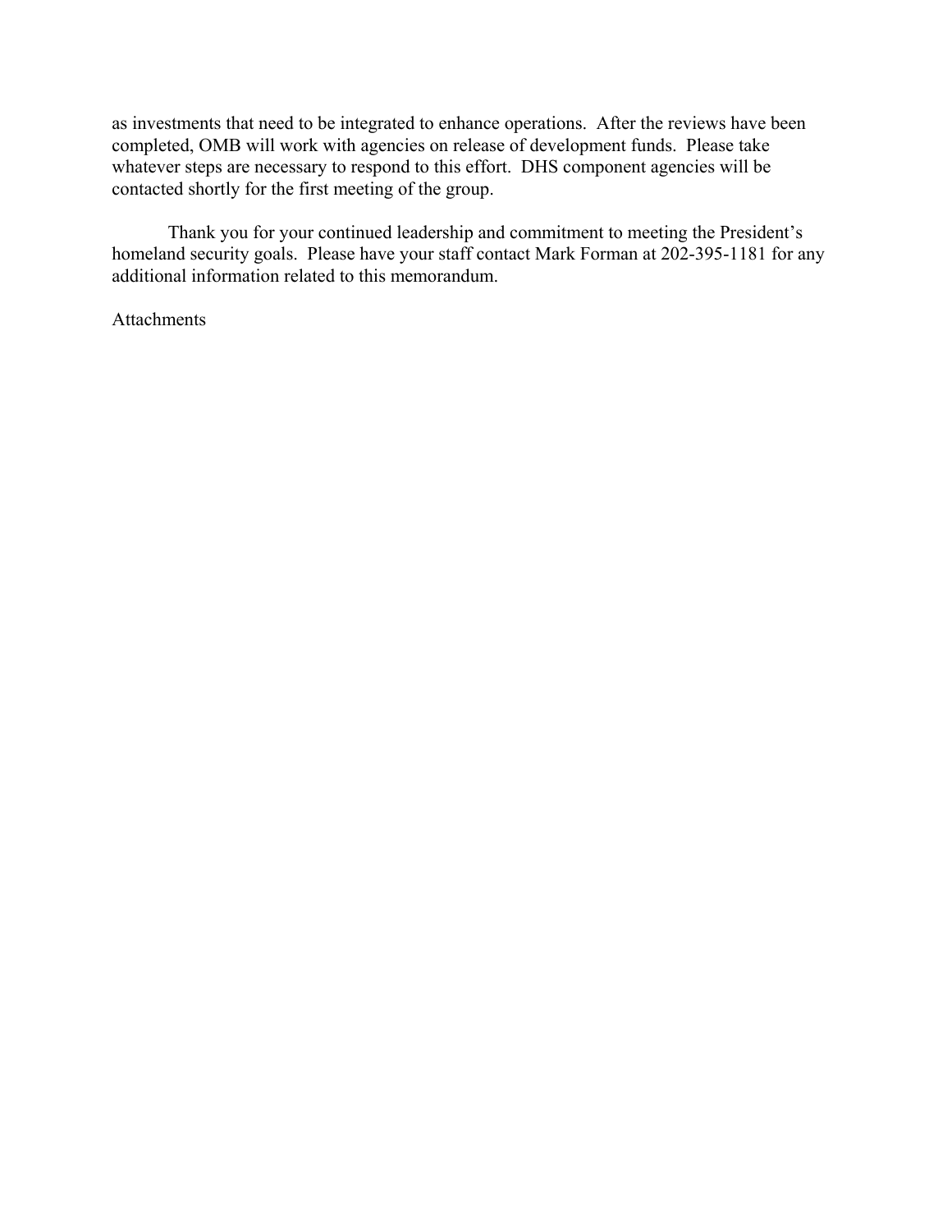as investments that need to be integrated to enhance operations. After the reviews have been completed, OMB will work with agencies on release of development funds. Please take whatever steps are necessary to respond to this effort. DHS component agencies will be contacted shortly for the first meeting of the group.

Thank you for your continued leadership and commitment to meeting the President's homeland security goals. Please have your staff contact Mark Forman at 202-395-1181 for any additional information related to this memorandum.

Attachments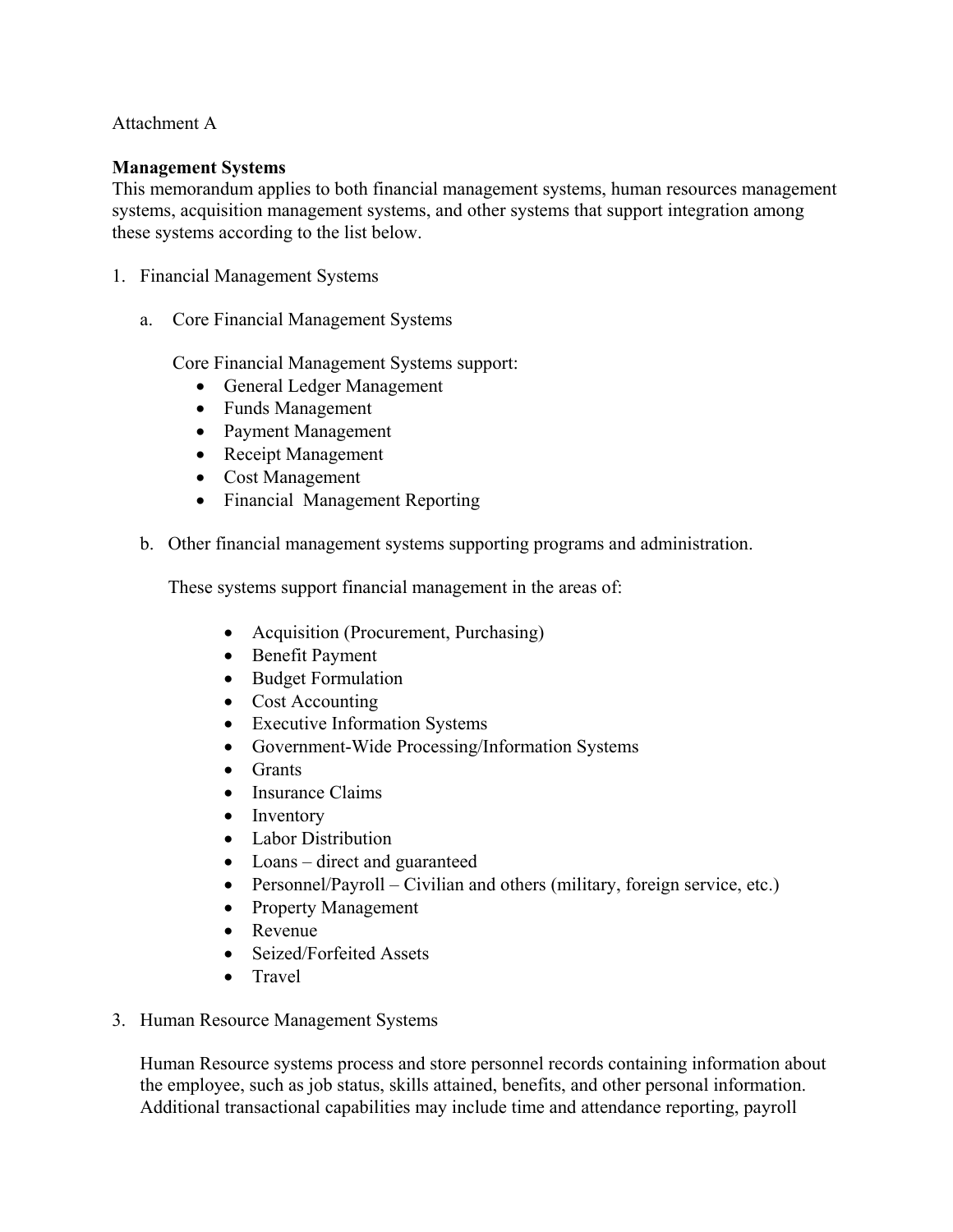Attachment A

**Management Systems**
This memorandum applies to both financial management systems, human resources management systems, acquisition management systems, and other systems that support integration among these systems according to the list below.

1. Financial Management Systems

   a. Core Financial Management Systems

      Core Financial Management Systems support:
      - General Ledger Management
      - Funds Management
      - Payment Management
      - Receipt Management
      - Cost Management
      - Financial Management Reporting

   b. Other financial management systems supporting programs and administration.

      These systems support financial management in the areas of:

      - Acquisition (Procurement, Purchasing)
      - Benefit Payment
      - Budget Formulation
      - Cost Accounting
      - Executive Information Systems
      - Government-Wide Processing/Information Systems
      - Grants
      - Insurance Claims
      - Inventory
      - Labor Distribution
      - Loans – direct and guaranteed
      - Personnel/Payroll – Civilian and others (military, foreign service, etc.)
      - Property Management
      - Revenue
      - Seized/Forfeited Assets
      - Travel

3. Human Resource Management Systems

   Human Resource systems process and store personnel records containing information about the employee, such as job status, skills attained, benefits, and other personal information. Additional transactional capabilities may include time and attendance reporting, payroll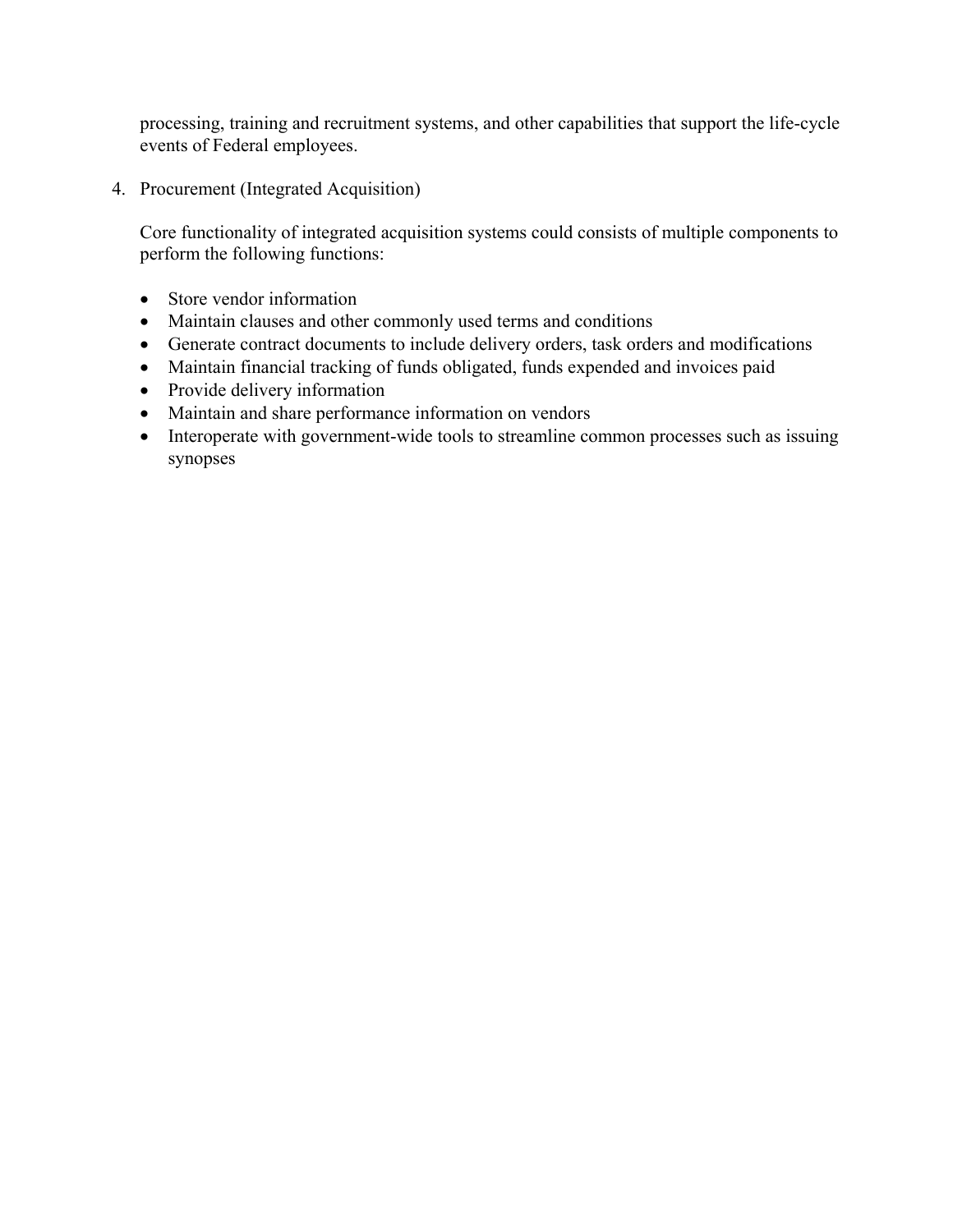processing, training and recruitment systems, and other capabilities that support the life-cycle events of Federal employees.

4. Procurement (Integrated Acquisition)

   Core functionality of integrated acquisition systems could consists of multiple components to perform the following functions:

   - Store vendor information
   - Maintain clauses and other commonly used terms and conditions
   - Generate contract documents to include delivery orders, task orders and modifications
   - Maintain financial tracking of funds obligated, funds expended and invoices paid
   - Provide delivery information
   - Maintain and share performance information on vendors
   - Interoperate with government-wide tools to streamline common processes such as issuing synopses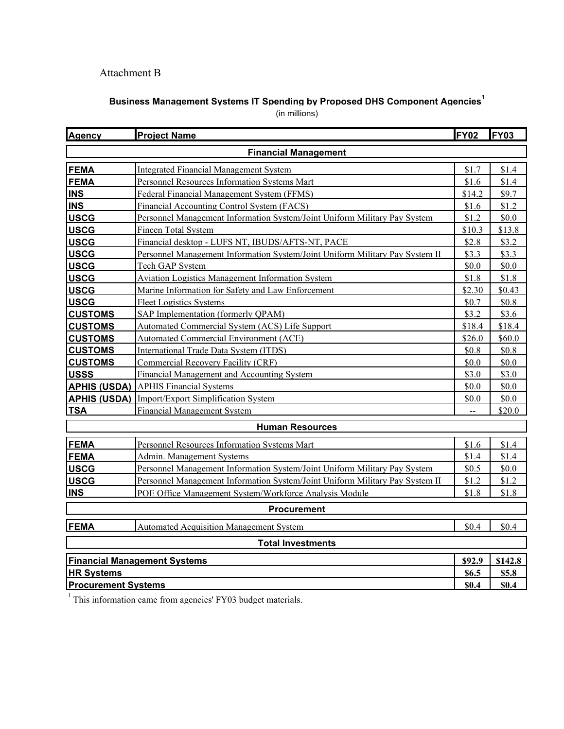Attachment B

**Business Management Systems IT Spending by Proposed DHS Component Agencies**[1]

(in millions)

| Agency | Project Name | FY02 | FY03 |
|---|---|---|---|
| | **Financial Management** | | |
| **FEMA** | Integrated Financial Management System | $1.7 | $1.4 |
| **FEMA** | Personnel Resources Information Systems Mart | $1.6 | $1.4 |
| **INS** | Federal Financial Management System (FFMS) | $14.2 | $9.7 |
| **INS** | Financial Accounting Control System (FACS) | $1.6 | $1.2 |
| **USCG** | Personnel Management Information System/Joint Uniform Military Pay System | $1.2 | $0.0 |
| **USCG** | Fincen Total System | $10.3 | $13.8 |
| **USCG** | Financial desktop - LUFS NT, IBUDS/AFTS-NT, PACE | $2.8 | $3.2 |
| **USCG** | Personnel Management Information System/Joint Uniform Military Pay System II | $3.3 | $3.3 |
| **USCG** | Tech GAP System | $0.0 | $0.0 |
| **USCG** | Aviation Logistics Management Information System | $1.8 | $1.8 |
| **USCG** | Marine Information for Safety and Law Enforcement | $2.30 | $0.43 |
| **USCG** | Fleet Logistics Systems | $0.7 | $0.8 |
| **CUSTOMS** | SAP Implementation (formerly QPAM) | $3.2 | $3.6 |
| **CUSTOMS** | Automated Commercial System (ACS) Life Support | $18.4 | $18.4 |
| **CUSTOMS** | Automated Commercial Environment (ACE) | $26.0 | $60.0 |
| **CUSTOMS** | International Trade Data System (ITDS) | $0.8 | $0.8 |
| **CUSTOMS** | Commercial Recovery Facility (CRF) | $0.0 | $0.0 |
| **USSS** | Financial Management and Accounting System | $3.0 | $3.0 |
| **APHIS (USDA)** | APHIS Financial Systems | $0.0 | $0.0 |
| **APHIS (USDA)** | Import/Export Simplification System | $0.0 | $0.0 |
| **TSA** | Financial Management System | -- | $20.0 |
| | **Human Resources** | | |
| **FEMA** | Personnel Resources Information Systems Mart | $1.6 | $1.4 |
| **FEMA** | Admin. Management Systems | $1.4 | $1.4 |
| **USCG** | Personnel Management Information System/Joint Uniform Military Pay System | $0.5 | $0.0 |
| **USCG** | Personnel Management Information System/Joint Uniform Military Pay System II | $1.2 | $1.2 |
| **INS** | POE Office Management System/Workforce Analysis Module | $1.8 | $1.8 |
| | **Procurement** | | |
| **FEMA** | Automated Acquisition Management System | $0.4 | $0.4 |
| | **Total Investments** | | |
| **Financial Management Systems** | | **$92.9** | **$142.8** |
| **HR Systems** | | **$6.5** | **$5.8** |
| **Procurement Systems** | | **$0.4** | **$0.4** |

[1] This information came from agencies' FY03 budget materials.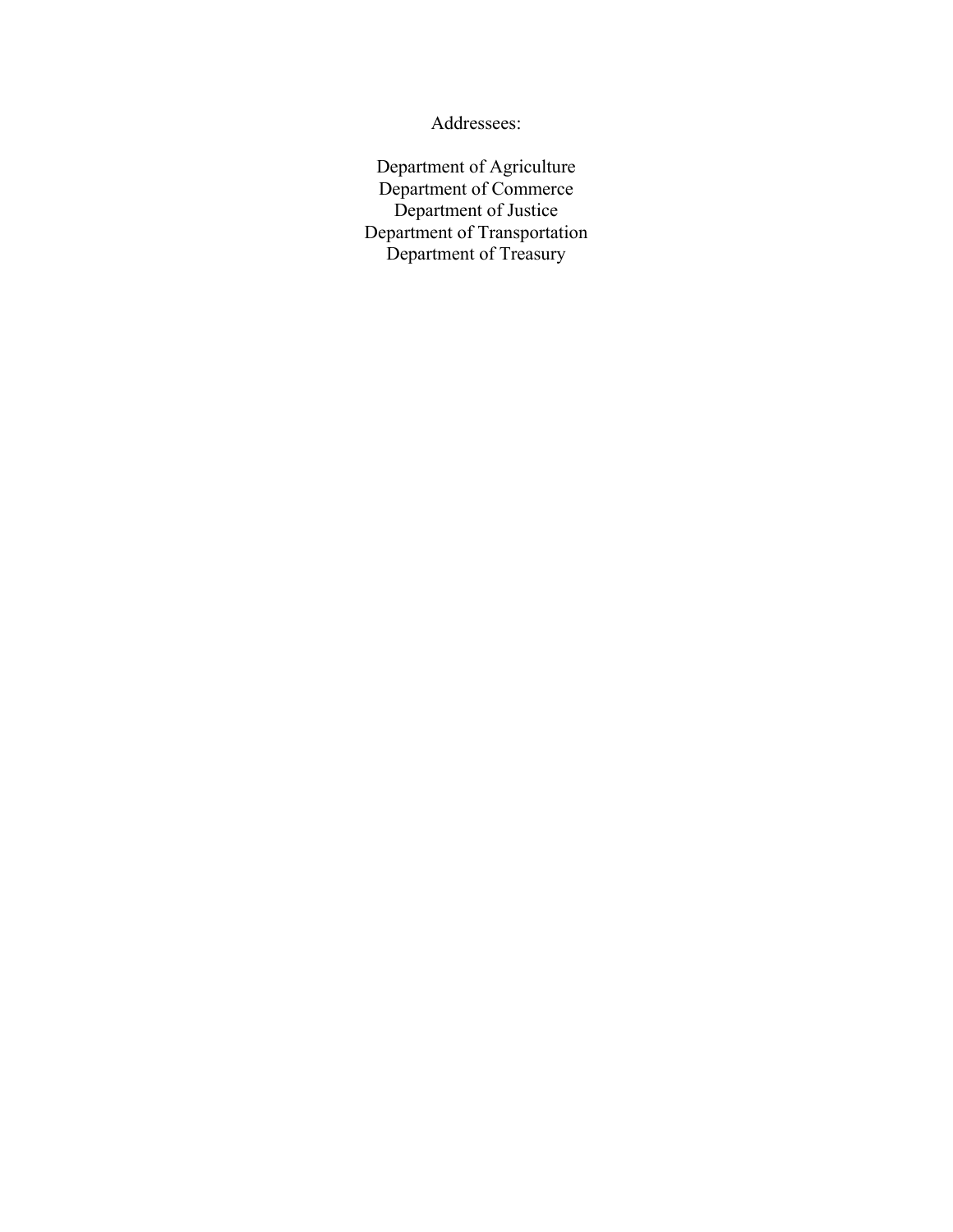Addressees:

Department of Agriculture
Department of Commerce
Department of Justice
Department of Transportation
Department of Treasury